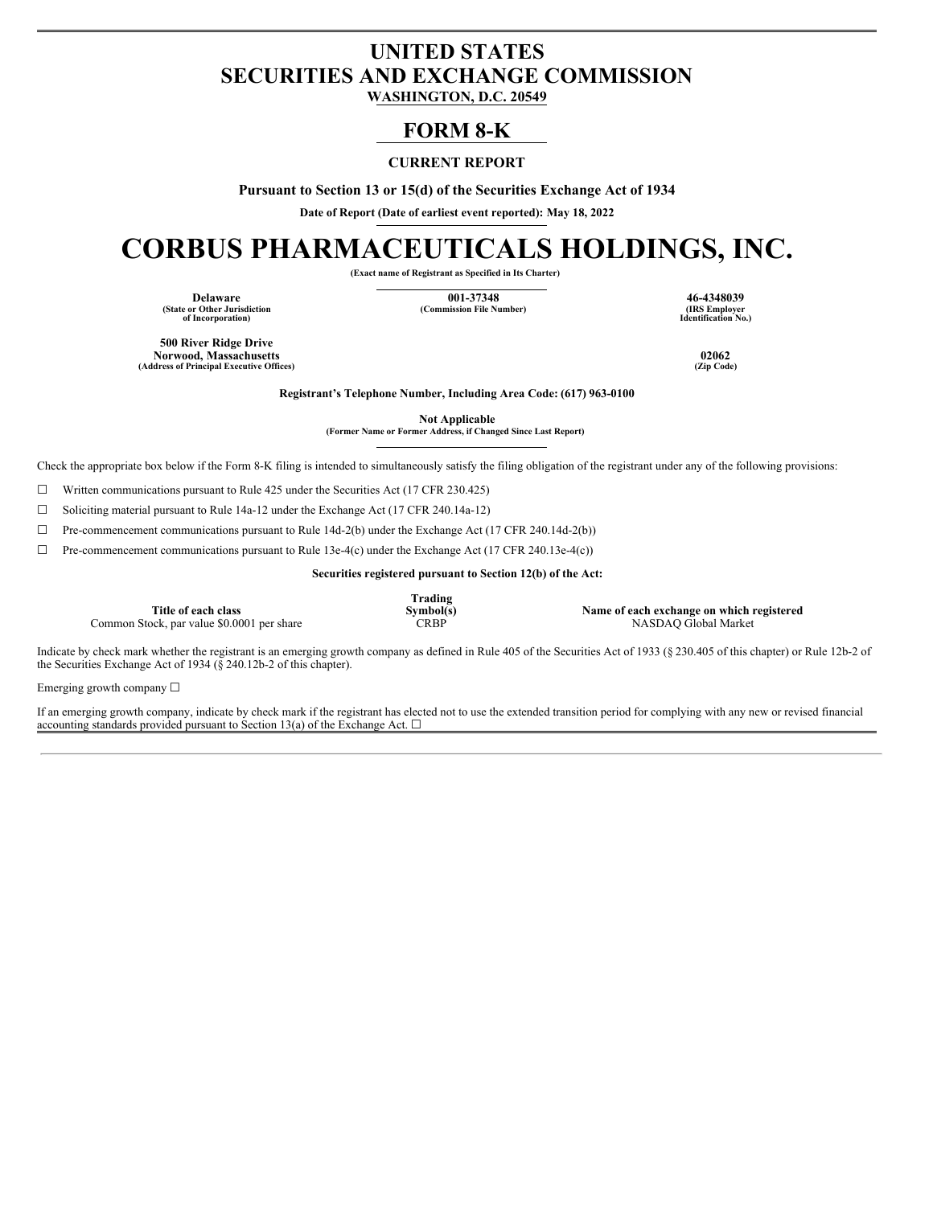# UNITED STATES
# SECURITIES AND EXCHANGE COMMISSION

**WASHINGTON, D.C. 20549**

## FORM 8-K

**CURRENT REPORT**

**Pursuant to Section 13 or 15(d) of the Securities Exchange Act of 1934**

**Date of Report (Date of earliest event reported): May 18, 2022**

# CORBUS PHARMACEUTICALS HOLDINGS, INC.

**(Exact name of Registrant as Specified in Its Charter)**

| Delaware | 001-37348 | 46-4348039 |
|---|---|---|
| (State or Other Jurisdiction of Incorporation) | (Commission File Number) | (IRS Employer Identification No.) |

| 500 River Ridge Drive Norwood, Massachusetts | 02062 |
|---|---|
| (Address of Principal Executive Offices) | (Zip Code) |

**Registrant's Telephone Number, Including Area Code: (617) 963-0100**

**Not Applicable**
**(Former Name or Former Address, if Changed Since Last Report)**

Check the appropriate box below if the Form 8-K filing is intended to simultaneously satisfy the filing obligation of the registrant under any of the following provisions:

☐ Written communications pursuant to Rule 425 under the Securities Act (17 CFR 230.425)

☐ Soliciting material pursuant to Rule 14a-12 under the Exchange Act (17 CFR 240.14a-12)

☐ Pre-commencement communications pursuant to Rule 14d-2(b) under the Exchange Act (17 CFR 240.14d-2(b))

☐ Pre-commencement communications pursuant to Rule 13e-4(c) under the Exchange Act (17 CFR 240.13e-4(c))

**Securities registered pursuant to Section 12(b) of the Act:**

| Title of each class | Trading Symbol(s) | Name of each exchange on which registered |
|---|---|---|
| Common Stock, par value $0.0001 per share | CRBP | NASDAQ Global Market |

Indicate by check mark whether the registrant is an emerging growth company as defined in Rule 405 of the Securities Act of 1933 (§ 230.405 of this chapter) or Rule 12b-2 of the Securities Exchange Act of 1934 (§ 240.12b-2 of this chapter).

Emerging growth company ☐

If an emerging growth company, indicate by check mark if the registrant has elected not to use the extended transition period for complying with any new or revised financial accounting standards provided pursuant to Section 13(a) of the Exchange Act. ☐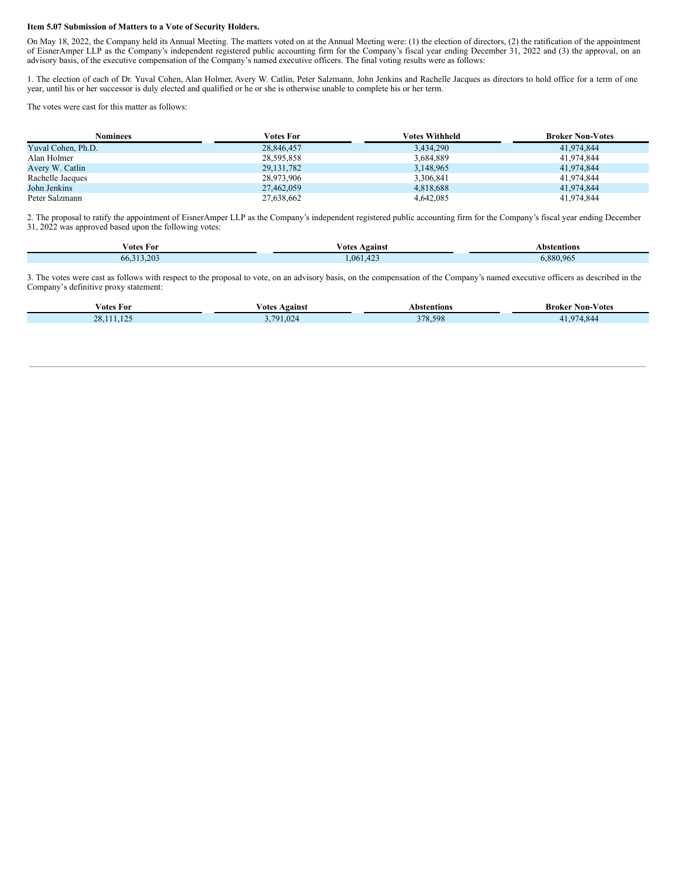**Item 5.07 Submission of Matters to a Vote of Security Holders.**

On May 18, 2022, the Company held its Annual Meeting. The matters voted on at the Annual Meeting were: (1) the election of directors, (2) the ratification of the appointment of EisnerAmper LLP as the Company's independent registered public accounting firm for the Company's fiscal year ending December 31, 2022 and (3) the approval, on an advisory basis, of the executive compensation of the Company's named executive officers. The final voting results were as follows:

1. The election of each of Dr. Yuval Cohen, Alan Holmer, Avery W. Catlin, Peter Salzmann, John Jenkins and Rachelle Jacques as directors to hold office for a term of one year, until his or her successor is duly elected and qualified or he or she is otherwise unable to complete his or her term.

The votes were cast for this matter as follows:

| Nominees | Votes For | Votes Withheld | Broker Non-Votes |
|---|---|---|---|
| Yuval Cohen, Ph.D. | 28,846,457 | 3,434,290 | 41,974,844 |
| Alan Holmer | 28,595,858 | 3,684,889 | 41,974,844 |
| Avery W. Catlin | 29,131,782 | 3,148,965 | 41,974,844 |
| Rachelle Jacques | 28,973,906 | 3,306,841 | 41,974,844 |
| John Jenkins | 27,462,059 | 4,818,688 | 41,974,844 |
| Peter Salzmann | 27,638,662 | 4,642,085 | 41,974,844 |

2. The proposal to ratify the appointment of EisnerAmper LLP as the Company's independent registered public accounting firm for the Company's fiscal year ending December 31, 2022 was approved based upon the following votes:

| Votes For | Votes Against | Abstentions |
|---|---|---|
| 66,313,203 | 1,061,423 | 6,880,965 |

3. The votes were cast as follows with respect to the proposal to vote, on an advisory basis, on the compensation of the Company's named executive officers as described in the Company's definitive proxy statement:

| Votes For | Votes Against | Abstentions | Broker Non-Votes |
|---|---|---|---|
| 28,111,125 | 3,791,024 | 378,598 | 41,974,844 |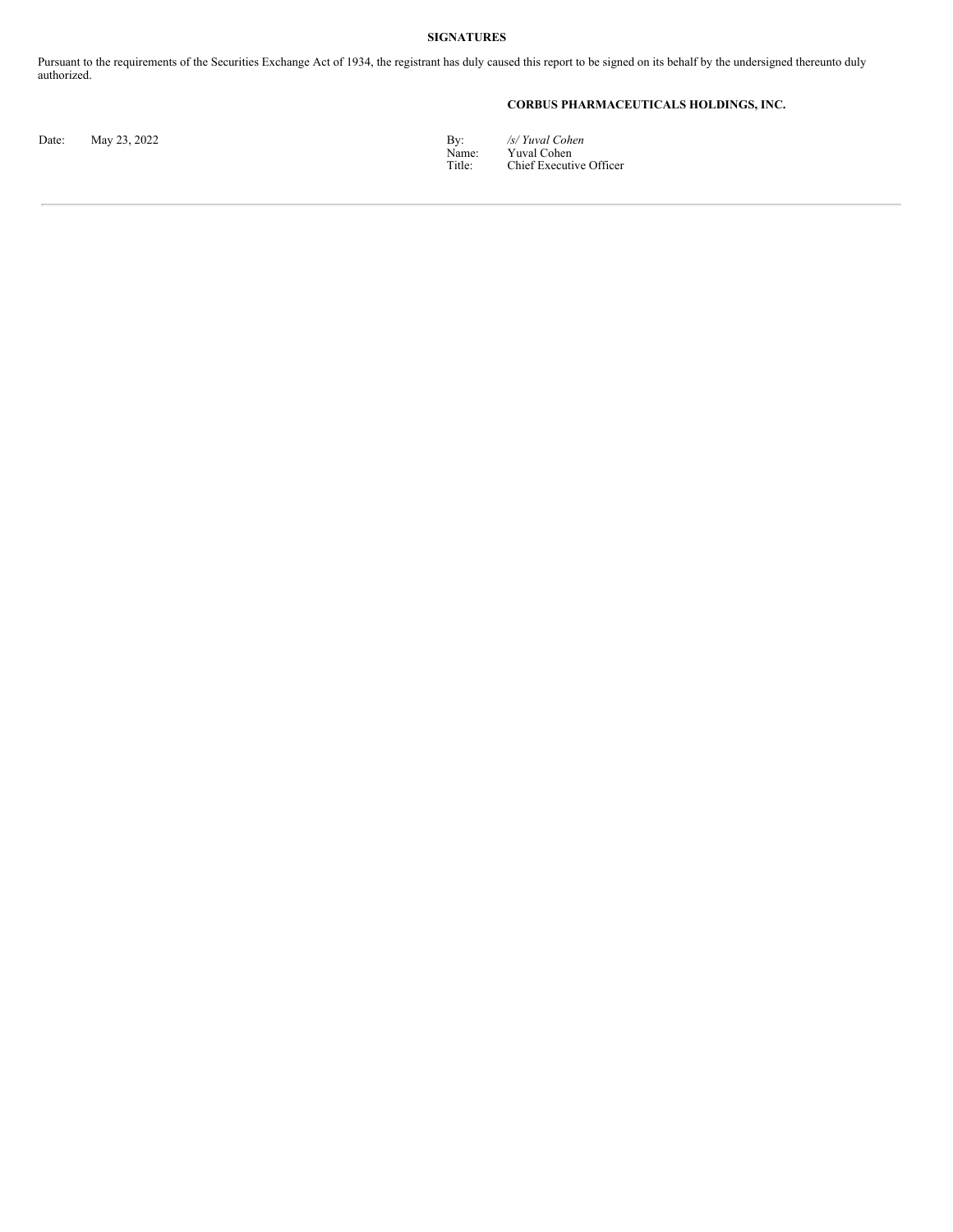**SIGNATURES**

Pursuant to the requirements of the Securities Exchange Act of 1934, the registrant has duly caused this report to be signed on its behalf by the undersigned thereunto duly authorized.

**CORBUS PHARMACEUTICALS HOLDINGS, INC.**

| | | | |
|---|---|---|---|
| Date: | May 23, 2022 | By: | */s/ Yuval Cohen* |
| | | Name: | Yuval Cohen |
| | | Title: | Chief Executive Officer |